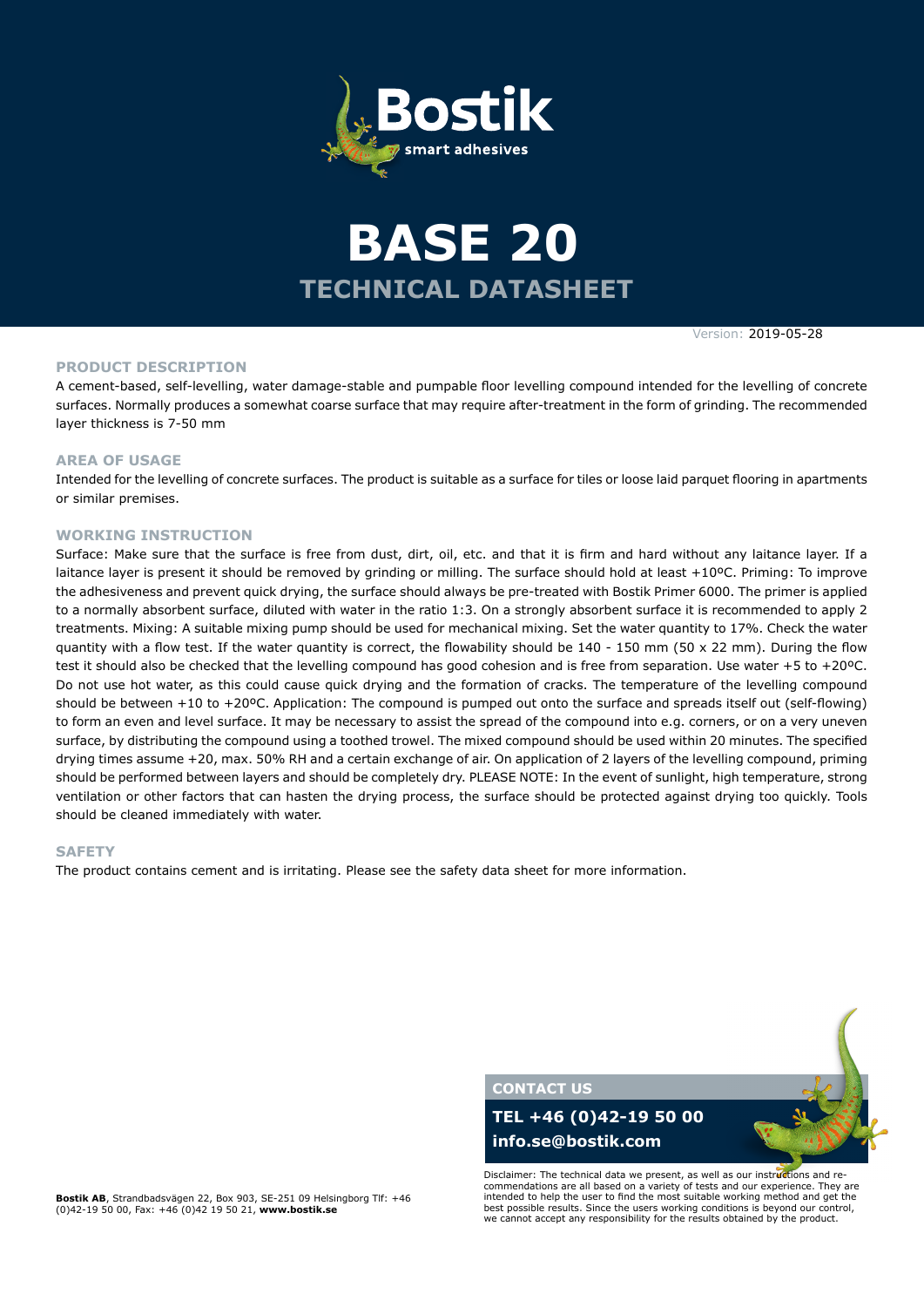Bostik
smart adhesives

# BASE 20

## TECHNICAL DATASHEET

Version: 2019-05-28

### PRODUCT DESCRIPTION

A cement-based, self-levelling, water damage-stable and pumpable floor levelling compound intended for the levelling of concrete surfaces. Normally produces a somewhat coarse surface that may require after-treatment in the form of grinding. The recommended layer thickness is 7-50 mm

### AREA OF USAGE

Intended for the levelling of concrete surfaces. The product is suitable as a surface for tiles or loose laid parquet flooring in apartments or similar premises.

### WORKING INSTRUCTION

Surface: Make sure that the surface is free from dust, dirt, oil, etc. and that it is firm and hard without any laitance layer. If a laitance layer is present it should be removed by grinding or milling. The surface should hold at least +10ºC. Priming: To improve the adhesiveness and prevent quick drying, the surface should always be pre-treated with Bostik Primer 6000. The primer is applied to a normally absorbent surface, diluted with water in the ratio 1:3. On a strongly absorbent surface it is recommended to apply 2 treatments. Mixing: A suitable mixing pump should be used for mechanical mixing. Set the water quantity to 17%. Check the water quantity with a flow test. If the water quantity is correct, the flowability should be 140 - 150 mm (50 x 22 mm). During the flow test it should also be checked that the levelling compound has good cohesion and is free from separation. Use water +5 to +20ºC. Do not use hot water, as this could cause quick drying and the formation of cracks. The temperature of the levelling compound should be between +10 to +20ºC. Application: The compound is pumped out onto the surface and spreads itself out (self-flowing) to form an even and level surface. It may be necessary to assist the spread of the compound into e.g. corners, or on a very uneven surface, by distributing the compound using a toothed trowel. The mixed compound should be used within 20 minutes. The specified drying times assume +20, max. 50% RH and a certain exchange of air. On application of 2 layers of the levelling compound, priming should be performed between layers and should be completely dry. PLEASE NOTE: In the event of sunlight, high temperature, strong ventilation or other factors that can hasten the drying process, the surface should be protected against drying too quickly. Tools should be cleaned immediately with water.

### SAFETY

The product contains cement and is irritating. Please see the safety data sheet for more information.

**CONTACT US**

**TEL +46 (0)42-19 50 00**

**info.se@bostik.com**

Disclaimer: The technical data we present, as well as our instructions and recommendations are all based on a variety of tests and our experience. They are intended to help the user to find the most suitable working method and get the best possible results. Since the users working conditions is beyond our control, we cannot accept any responsibility for the results obtained by the product.

**Bostik AB**, Strandbadsvägen 22, Box 903, SE-251 09 Helsingborg Tlf: +46 (0)42-19 50 00, Fax: +46 (0)42 19 50 21, **www.bostik.se**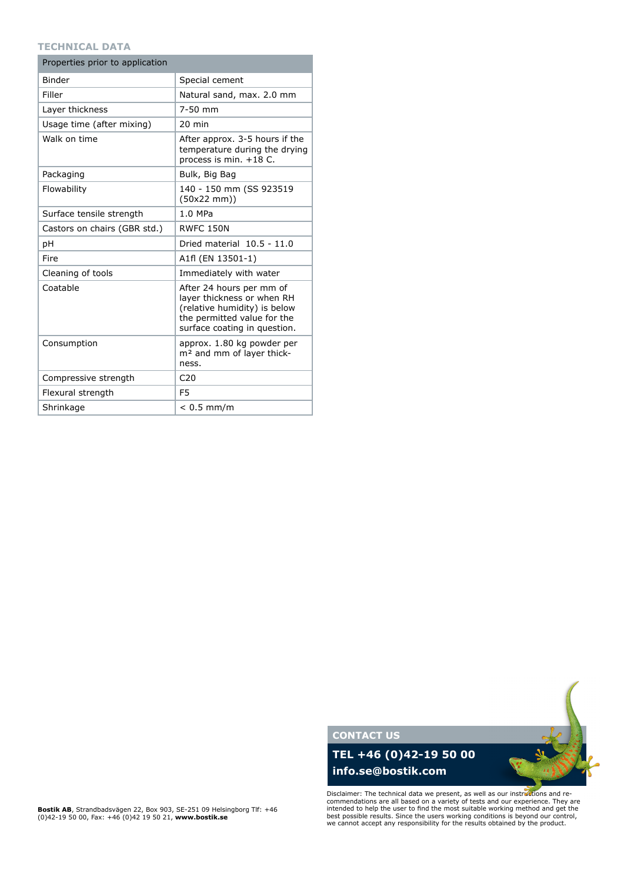## TECHNICAL DATA

| Properties prior to application | |
|---|---|
| Binder | Special cement |
| Filler | Natural sand, max. 2.0 mm |
| Layer thickness | 7-50 mm |
| Usage time (after mixing) | 20 min |
| Walk on time | After approx. 3-5 hours if the temperature during the drying process is min. +18 C. |
| Packaging | Bulk, Big Bag |
| Flowability | 140 - 150 mm (SS 923519 (50x22 mm)) |
| Surface tensile strength | 1.0 MPa |
| Castors on chairs (GBR std.) | RWFC 150N |
| pH | Dried material 10.5 - 11.0 |
| Fire | A1fl (EN 13501-1) |
| Cleaning of tools | Immediately with water |
| Coatable | After 24 hours per mm of layer thickness or when RH (relative humidity) is below the permitted value for the surface coating in question. |
| Consumption | approx. 1.80 kg powder per m² and mm of layer thickness. |
| Compressive strength | C20 |
| Flexural strength | F5 |
| Shrinkage | < 0.5 mm/m |

**CONTACT US**

**TEL +46 (0)42-19 50 00**

**info.se@bostik.com**

Disclaimer: The technical data we present, as well as our instructions and recommendations are all based on a variety of tests and our experience. They are intended to help the user to find the most suitable working method and get the best possible results. Since the users working conditions is beyond our control, we cannot accept any responsibility for the results obtained by the product.

**Bostik AB**, Strandbadsvägen 22, Box 903, SE-251 09 Helsingborg Tlf: +46 (0)42-19 50 00, Fax: +46 (0)42 19 50 21, **www.bostik.se**